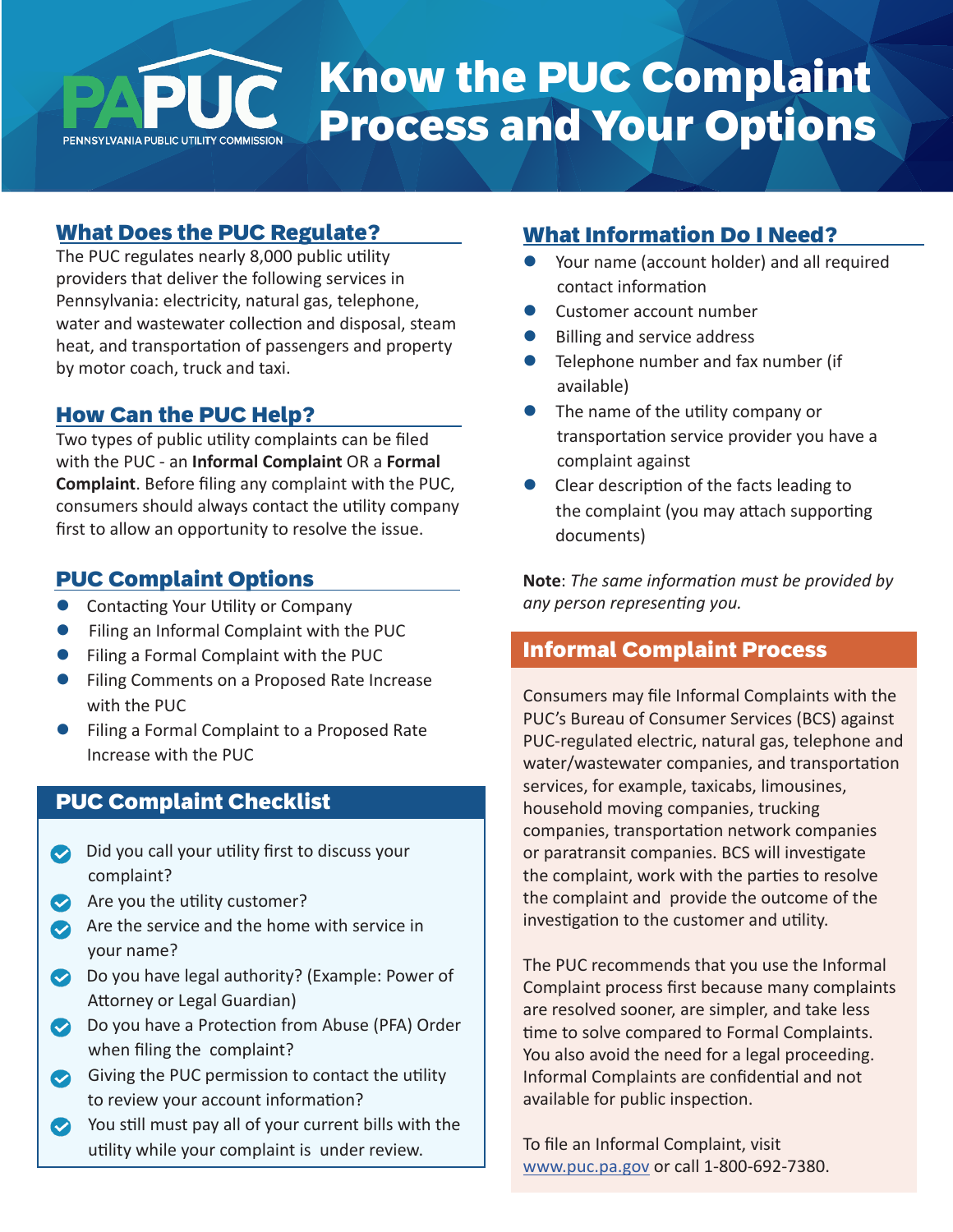PAPUC

PENNSYLVANIA PUBLIC UTILITY COMMISSION

# Know the PUC Complaint Process and Your Options

## What Does the PUC Regulate?

The PUC regulates nearly 8,000 public utility providers that deliver the following services in Pennsylvania: electricity, natural gas, telephone, water and wastewater collection and disposal, steam heat, and transportation of passengers and property by motor coach, truck and taxi.

## How Can the PUC Help?

Two types of public utility complaints can be filed with the PUC - an **Informal Complaint** OR a **Formal Complaint**. Before filing any complaint with the PUC, consumers should always contact the utility company first to allow an opportunity to resolve the issue.

## PUC Complaint Options

- Contacting Your Utility or Company
- Filing an Informal Complaint with the PUC
- Filing a Formal Complaint with the PUC
- Filing Comments on a Proposed Rate Increase with the PUC
- Filing a Formal Complaint to a Proposed Rate Increase with the PUC

## PUC Complaint Checklist

- Did you call your utility first to discuss your complaint?
- Are you the utility customer?
- Are the service and the home with service in your name?
- Do you have legal authority? (Example: Power of Attorney or Legal Guardian)
- Do you have a Protection from Abuse (PFA) Order when filing the complaint?
- Giving the PUC permission to contact the utility to review your account information?
- You still must pay all of your current bills with the utility while your complaint is under review.

## What Information Do I Need?

- Your name (account holder) and all required contact information
- Customer account number
- Billing and service address
- Telephone number and fax number (if available)
- The name of the utility company or transportation service provider you have a complaint against
- Clear description of the facts leading to the complaint (you may attach supporting documents)

**Note**: *The same information must be provided by any person representing you.*

## Informal Complaint Process

Consumers may file Informal Complaints with the PUC's Bureau of Consumer Services (BCS) against PUC-regulated electric, natural gas, telephone and water/wastewater companies, and transportation services, for example, taxicabs, limousines, household moving companies, trucking companies, transportation network companies or paratransit companies. BCS will investigate the complaint, work with the parties to resolve the complaint and provide the outcome of the investigation to the customer and utility.

The PUC recommends that you use the Informal Complaint process first because many complaints are resolved sooner, are simpler, and take less time to solve compared to Formal Complaints. You also avoid the need for a legal proceeding. Informal Complaints are confidential and not available for public inspection.

To file an Informal Complaint, visit www.puc.pa.gov or call 1-800-692-7380.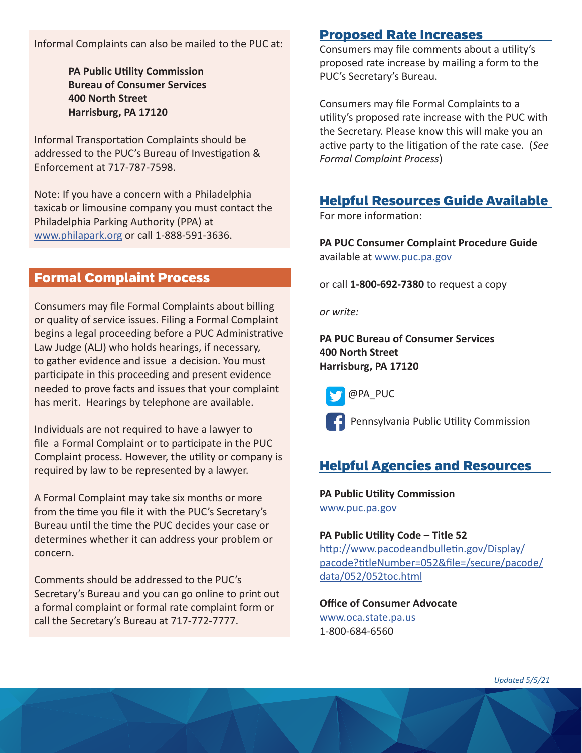Informal Complaints can also be mailed to the PUC at:

**PA Public Utility Commission**
**Bureau of Consumer Services**
**400 North Street**
**Harrisburg, PA 17120**

Informal Transportation Complaints should be addressed to the PUC's Bureau of Investigation & Enforcement at 717-787-7598.

Note: If you have a concern with a Philadelphia taxicab or limousine company you must contact the Philadelphia Parking Authority (PPA) at www.philapark.org or call 1-888-591-3636.

## Formal Complaint Process

Consumers may file Formal Complaints about billing or quality of service issues. Filing a Formal Complaint begins a legal proceeding before a PUC Administrative Law Judge (ALJ) who holds hearings, if necessary, to gather evidence and issue a decision. You must participate in this proceeding and present evidence needed to prove facts and issues that your complaint has merit. Hearings by telephone are available.

Individuals are not required to have a lawyer to file a Formal Complaint or to participate in the PUC Complaint process. However, the utility or company is required by law to be represented by a lawyer.

A Formal Complaint may take six months or more from the time you file it with the PUC's Secretary's Bureau until the time the PUC decides your case or determines whether it can address your problem or concern.

Comments should be addressed to the PUC's Secretary's Bureau and you can go online to print out a formal complaint or formal rate complaint form or call the Secretary's Bureau at 717-772-7777.

## Proposed Rate Increases

Consumers may file comments about a utility's proposed rate increase by mailing a form to the PUC's Secretary's Bureau.

Consumers may file Formal Complaints to a utility's proposed rate increase with the PUC with the Secretary. Please know this will make you an active party to the litigation of the rate case. (*See Formal Complaint Process*)

## Helpful Resources Guide Available

For more information:

**PA PUC Consumer Complaint Procedure Guide** available at www.puc.pa.gov

or call **1-800-692-7380** to request a copy

*or write:*

**PA PUC Bureau of Consumer Services**
**400 North Street**
**Harrisburg, PA 17120**

@PA_PUC

Pennsylvania Public Utility Commission

## Helpful Agencies and Resources

**PA Public Utility Commission**
www.puc.pa.gov

**PA Public Utility Code – Title 52**
http://www.pacodeandbulletin.gov/Display/pacode?titleNumber=052&file=/secure/pacode/data/052/052toc.html

**Office of Consumer Advocate**
www.oca.state.pa.us
1-800-684-6560

*Updated 5/5/21*